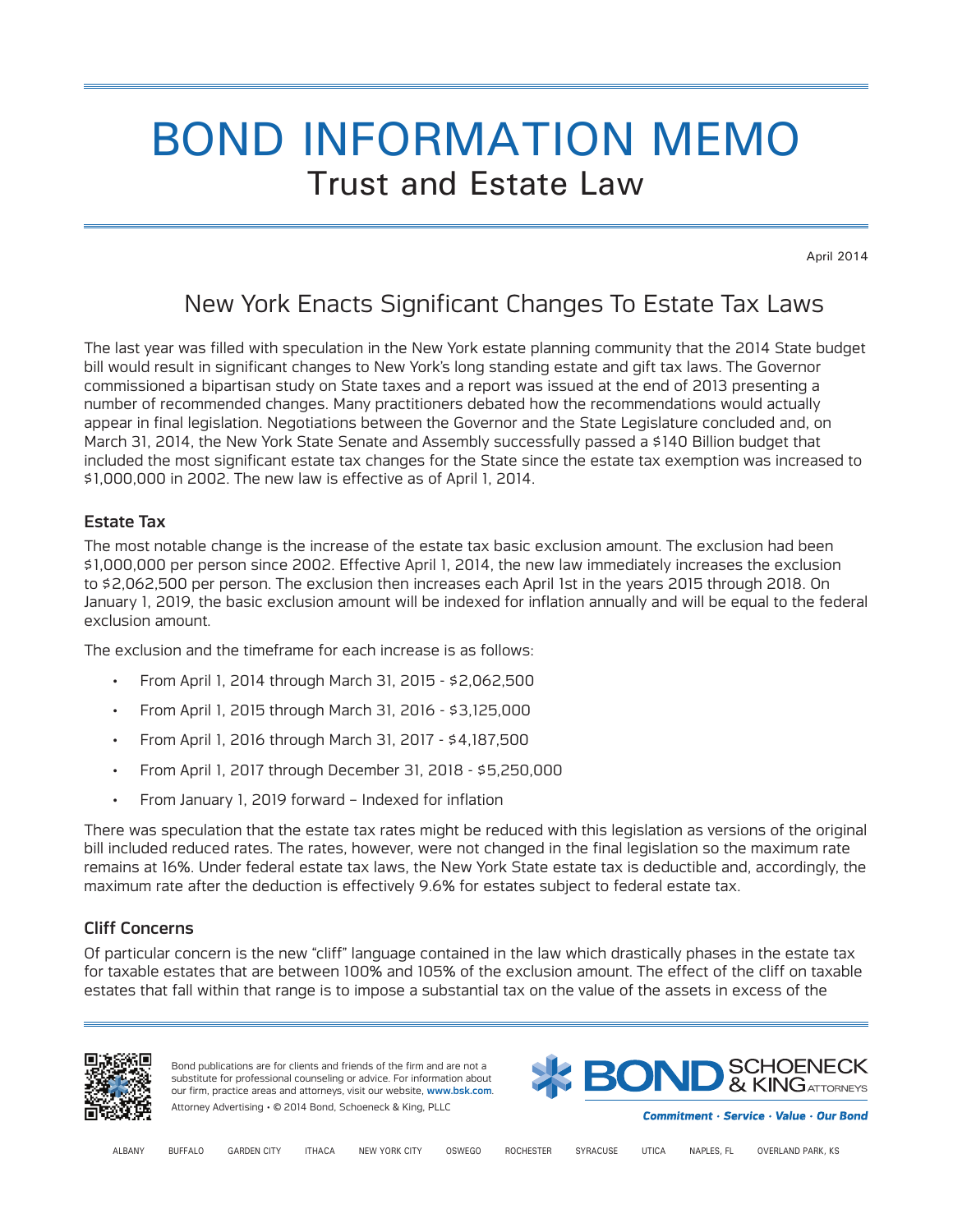# BOND INFORMATION MEMO

## Trust and Estate Law

April 2014

## New York Enacts Significant Changes To Estate Tax Laws

The last year was filled with speculation in the New York estate planning community that the 2014 State budget bill would result in significant changes to New York's long standing estate and gift tax laws. The Governor commissioned a bipartisan study on State taxes and a report was issued at the end of 2013 presenting a number of recommended changes. Many practitioners debated how the recommendations would actually appear in final legislation. Negotiations between the Governor and the State Legislature concluded and, on March 31, 2014, the New York State Senate and Assembly successfully passed a $140 Billion budget that included the most significant estate tax changes for the State since the estate tax exemption was increased to $1,000,000 in 2002. The new law is effective as of April 1, 2014.

### Estate Tax

The most notable change is the increase of the estate tax basic exclusion amount. The exclusion had been $1,000,000 per person since 2002. Effective April 1, 2014, the new law immediately increases the exclusion to $2,062,500 per person. The exclusion then increases each April 1st in the years 2015 through 2018. On January 1, 2019, the basic exclusion amount will be indexed for inflation annually and will be equal to the federal exclusion amount.

The exclusion and the timeframe for each increase is as follows:

- From April 1, 2014 through March 31, 2015 - $2,062,500
- From April 1, 2015 through March 31, 2016 - $3,125,000
- From April 1, 2016 through March 31, 2017 - $4,187,500
- From April 1, 2017 through December 31, 2018 - $5,250,000
- From January 1, 2019 forward – Indexed for inflation

There was speculation that the estate tax rates might be reduced with this legislation as versions of the original bill included reduced rates. The rates, however, were not changed in the final legislation so the maximum rate remains at 16%. Under federal estate tax laws, the New York State estate tax is deductible and, accordingly, the maximum rate after the deduction is effectively 9.6% for estates subject to federal estate tax.

### Cliff Concerns

Of particular concern is the new "cliff" language contained in the law which drastically phases in the estate tax for taxable estates that are between 100% and 105% of the exclusion amount. The effect of the cliff on taxable estates that fall within that range is to impose a substantial tax on the value of the assets in excess of the

Bond publications are for clients and friends of the firm and are not a substitute for professional counseling or advice. For information about our firm, practice areas and attorneys, visit our website, www.bsk.com.
Attorney Advertising • © 2014 Bond, Schoeneck & King, PLLC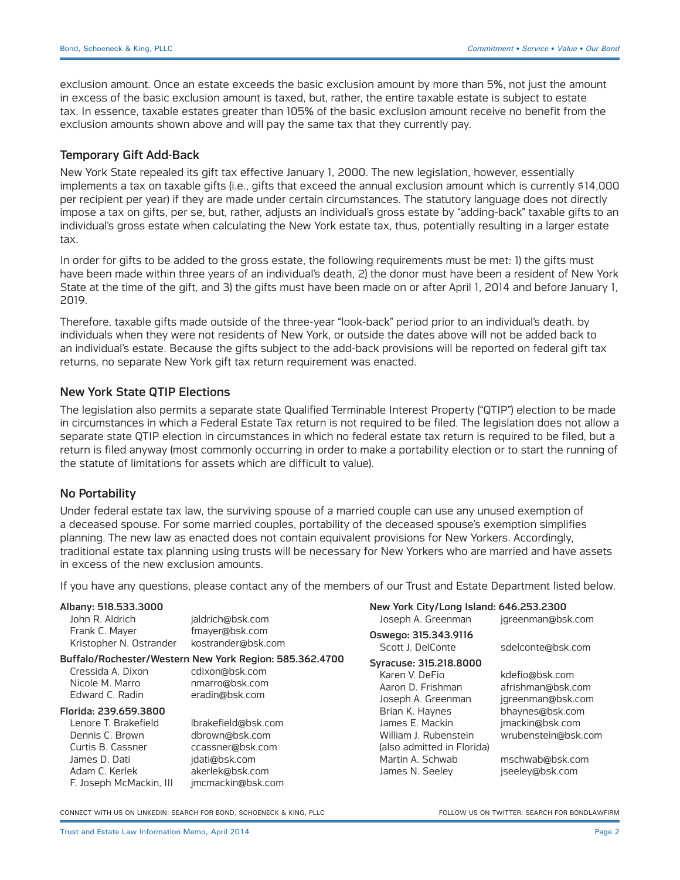exclusion amount. Once an estate exceeds the basic exclusion amount by more than 5%, not just the amount in excess of the basic exclusion amount is taxed, but, rather, the entire taxable estate is subject to estate tax. In essence, taxable estates greater than 105% of the basic exclusion amount receive no benefit from the exclusion amounts shown above and will pay the same tax that they currently pay.

### Temporary Gift Add-Back

New York State repealed its gift tax effective January 1, 2000. The new legislation, however, essentially implements a tax on taxable gifts (i.e., gifts that exceed the annual exclusion amount which is currently $14,000 per recipient per year) if they are made under certain circumstances. The statutory language does not directly impose a tax on gifts, per se, but, rather, adjusts an individual's gross estate by "adding-back" taxable gifts to an individual's gross estate when calculating the New York estate tax, thus, potentially resulting in a larger estate tax.

In order for gifts to be added to the gross estate, the following requirements must be met: 1) the gifts must have been made within three years of an individual's death, 2) the donor must have been a resident of New York State at the time of the gift, and 3) the gifts must have been made on or after April 1, 2014 and before January 1, 2019.

Therefore, taxable gifts made outside of the three-year "look-back" period prior to an individual's death, by individuals when they were not residents of New York, or outside the dates above will not be added back to an individual's estate. Because the gifts subject to the add-back provisions will be reported on federal gift tax returns, no separate New York gift tax return requirement was enacted.

### New York State QTIP Elections

The legislation also permits a separate state Qualified Terminable Interest Property ("QTIP") election to be made in circumstances in which a Federal Estate Tax return is not required to be filed. The legislation does not allow a separate state QTIP election in circumstances in which no federal estate tax return is required to be filed, but a return is filed anyway (most commonly occurring in order to make a portability election or to start the running of the statute of limitations for assets which are difficult to value).

### No Portability

Under federal estate tax law, the surviving spouse of a married couple can use any unused exemption of a deceased spouse. For some married couples, portability of the deceased spouse's exemption simplifies planning. The new law as enacted does not contain equivalent provisions for New Yorkers. Accordingly, traditional estate tax planning using trusts will be necessary for New Yorkers who are married and have assets in excess of the new exclusion amounts.

If you have any questions, please contact any of the members of our Trust and Estate Department listed below.

**Albany: 518.533.3000**
John R. Aldrich jaldrich@bsk.com
Frank C. Mayer fmayer@bsk.com
Kristopher N. Ostrander kostrander@bsk.com

**Buffalo/Rochester/Western New York Region: 585.362.4700**
Cressida A. Dixon cdixon@bsk.com
Nicole M. Marro nmarro@bsk.com
Edward C. Radin eradin@bsk.com

**Florida: 239.659.3800**
Lenore T. Brakefield lbrakefield@bsk.com
Dennis C. Brown dbrown@bsk.com
Curtis B. Cassner ccassner@bsk.com
James D. Dati jdati@bsk.com
Adam C. Kerlek akerlek@bsk.com
F. Joseph McMackin, III jmcmackin@bsk.com

**New York City/Long Island: 646.253.2300**
Joseph A. Greenman jgreenman@bsk.com

**Oswego: 315.343.9116**
Scott J. DelConte sdelconte@bsk.com

**Syracuse: 315.218.8000**
Karen V. DeFio kdefio@bsk.com
Aaron D. Frishman afrishman@bsk.com
Joseph A. Greenman jgreenman@bsk.com
Brian K. Haynes bhaynes@bsk.com
James E. Mackin jmackin@bsk.com
William J. Rubenstein wrubenstein@bsk.com
(also admitted in Florida)
Martin A. Schwab mschwab@bsk.com
James N. Seeley jseeley@bsk.com

CONNECT WITH US ON LINKEDIN: SEARCH FOR BOND, SCHOENECK & KING, PLLC    FOLLOW US ON TWITTER: SEARCH FOR BONDLAWFIRM